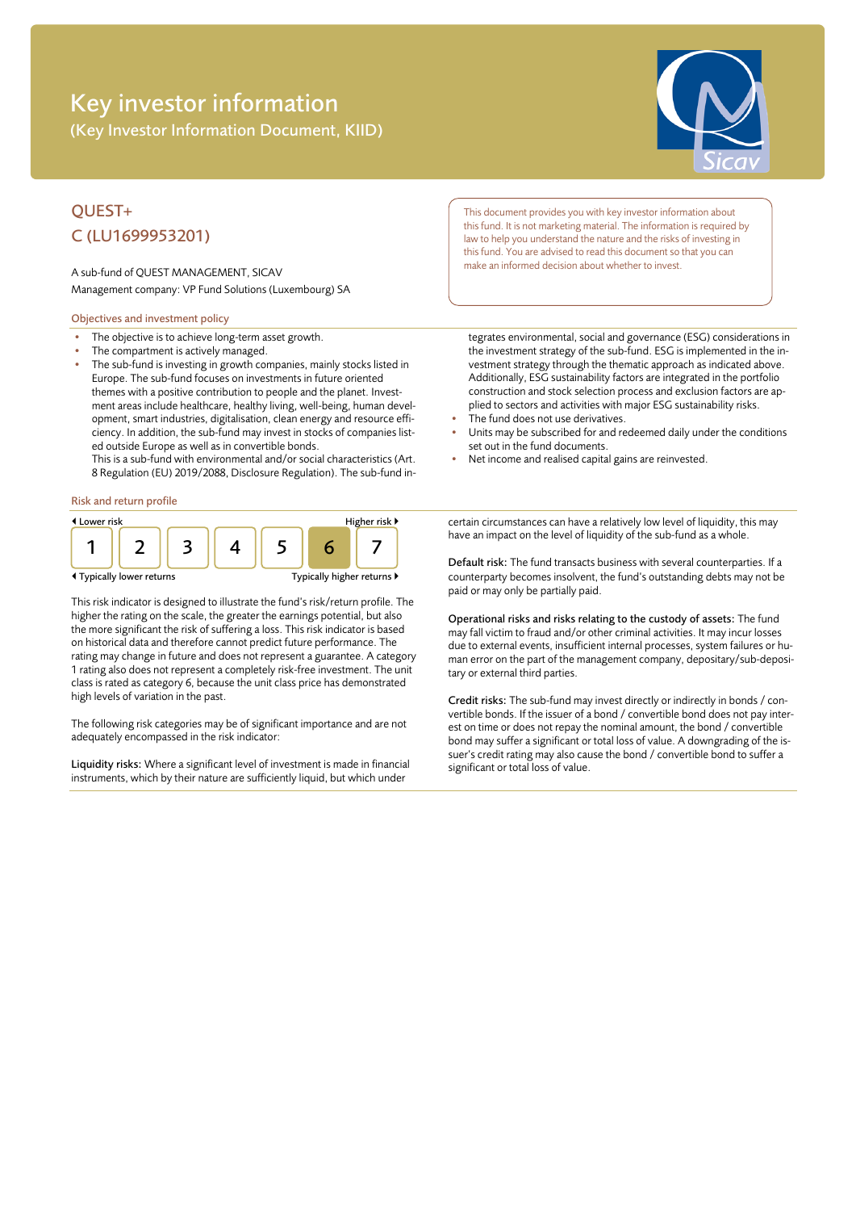# Key investor information

(Key Investor Information Document, KIID)

## QUEST+
## C (LU1699953201)

A sub-fund of QUEST MANAGEMENT, SICAV

Management company: VP Fund Solutions (Luxembourg) SA

This document provides you with key investor information about this fund. It is not marketing material. The information is required by law to help you understand the nature and the risks of investing in this fund. You are advised to read this document so that you can make an informed decision about whether to invest.

### Objectives and investment policy

- The objective is to achieve long-term asset growth.
- The compartment is actively managed.
- The sub-fund is investing in growth companies, mainly stocks listed in Europe. The sub-fund focuses on investments in future oriented themes with a positive contribution to people and the planet. Investment areas include healthcare, healthy living, well-being, human development, smart industries, digitalisation, clean energy and resource efficiency. In addition, the sub-fund may invest in stocks of companies listed outside Europe as well as in convertible bonds.
  This is a sub-fund with environmental and/or social characteristics (Art. 8 Regulation (EU) 2019/2088, Disclosure Regulation). The sub-fund integrates environmental, social and governance (ESG) considerations in the investment strategy of the sub-fund. ESG is implemented in the investment strategy through the thematic approach as indicated above. Additionally, ESG sustainability factors are integrated in the portfolio construction and stock selection process and exclusion factors are applied to sectors and activities with major ESG sustainability risks.
- The fund does not use derivatives.
- Units may be subscribed for and redeemed daily under the conditions set out in the fund documents.
- Net income and realised capital gains are reinvested.

### Risk and return profile

| ◂ Lower risk | | | | | | Higher risk ▸ |
|---|---|---|---|---|---|---|
| 1 | 2 | 3 | 4 | 5 | **6** | 7 |
| ◂ Typically lower returns | | | | | | Typically higher returns ▸ |

This risk indicator is designed to illustrate the fund's risk/return profile. The higher the rating on the scale, the greater the earnings potential, but also the more significant the risk of suffering a loss. This risk indicator is based on historical data and therefore cannot predict future performance. The rating may change in future and does not represent a guarantee. A category 1 rating also does not represent a completely risk-free investment. The unit class is rated as category 6, because the unit class price has demonstrated high levels of variation in the past.

The following risk categories may be of significant importance and are not adequately encompassed in the risk indicator:

**Liquidity risks:** Where a significant level of investment is made in financial instruments, which by their nature are sufficiently liquid, but which under certain circumstances can have a relatively low level of liquidity, this may have an impact on the level of liquidity of the sub-fund as a whole.

**Default risk:** The fund transacts business with several counterparties. If a counterparty becomes insolvent, the fund's outstanding debts may not be paid or may only be partially paid.

**Operational risks and risks relating to the custody of assets:** The fund may fall victim to fraud and/or other criminal activities. It may incur losses due to external events, insufficient internal processes, system failures or human error on the part of the management company, depositary/sub-depositary or external third parties.

**Credit risks:** The sub-fund may invest directly or indirectly in bonds / convertible bonds. If the issuer of a bond / convertible bond does not pay interest on time or does not repay the nominal amount, the bond / convertible bond may suffer a significant or total loss of value. A downgrading of the issuer's credit rating may also cause the bond / convertible bond to suffer a significant or total loss of value.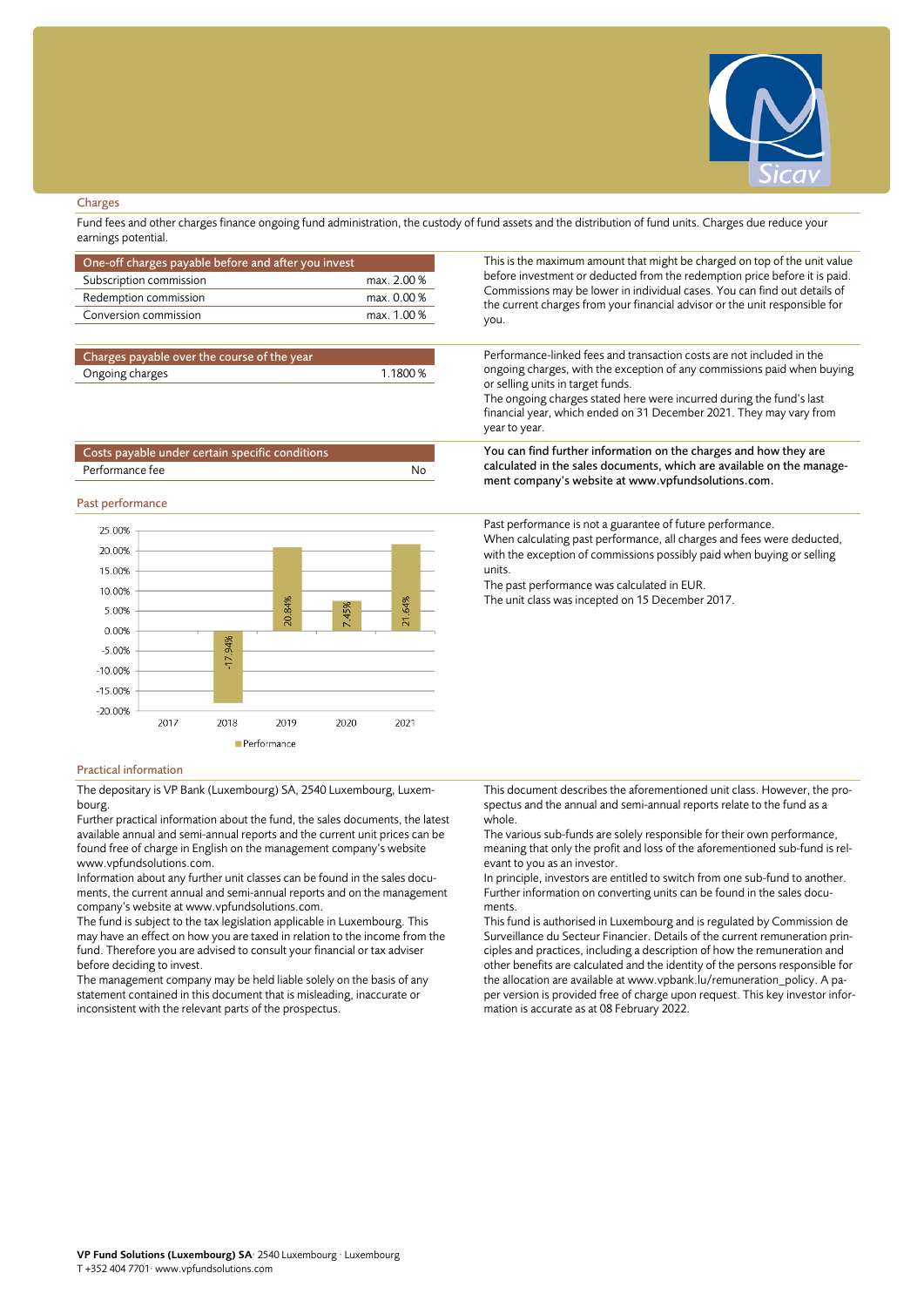## Charges

Fund fees and other charges finance ongoing fund administration, the custody of fund assets and the distribution of fund units. Charges due reduce your earnings potential.

| One-off charges payable before and after you invest | |
|---|---|
| Subscription commission | max. 2.00 % |
| Redemption commission | max. 0.00 % |
| Conversion commission | max. 1.00 % |

This is the maximum amount that might be charged on top of the unit value before investment or deducted from the redemption price before it is paid. Commissions may be lower in individual cases. You can find out details of the current charges from your financial advisor or the unit responsible for you.

| Charges payable over the course of the year | |
|---|---|
| Ongoing charges | 1.1800 % |

Performance-linked fees and transaction costs are not included in the ongoing charges, with the exception of any commissions paid when buying or selling units in target funds.
The ongoing charges stated here were incurred during the fund's last financial year, which ended on 31 December 2021. They may vary from year to year.

| Costs payable under certain specific conditions | |
|---|---|
| Performance fee | No |

**You can find further information on the charges and how they are calculated in the sales documents, which are available on the management company's website at www.vpfundsolutions.com.**

## Past performance

25.00%
20.00%
15.00%
10.00%
5.00%
0.00%
-5.00%
-10.00%
-15.00%
-20.00%

-17.94%
20.84%
7.45%
21.64%

2017
2018
2019
2020
2021

Performance

Past performance is not a guarantee of future performance.
When calculating past performance, all charges and fees were deducted, with the exception of commissions possibly paid when buying or selling units.
The past performance was calculated in EUR.
The unit class was incepted on 15 December 2017.

## Practical information

The depositary is VP Bank (Luxembourg) SA, 2540 Luxembourg, Luxembourg.
Further practical information about the fund, the sales documents, the latest available annual and semi-annual reports and the current unit prices can be found free of charge in English on the management company's website www.vpfundsolutions.com.
Information about any further unit classes can be found in the sales documents, the current annual and semi-annual reports and on the management company's website at www.vpfundsolutions.com.
The fund is subject to the tax legislation applicable in Luxembourg. This may have an effect on how you are taxed in relation to the income from the fund. Therefore you are advised to consult your financial or tax adviser before deciding to invest.
The management company may be held liable solely on the basis of any statement contained in this document that is misleading, inaccurate or inconsistent with the relevant parts of the prospectus.

This document describes the aforementioned unit class. However, the prospectus and the annual and semi-annual reports relate to the fund as a whole.
The various sub-funds are solely responsible for their own performance, meaning that only the profit and loss of the aforementioned sub-fund is relevant to you as an investor.
In principle, investors are entitled to switch from one sub-fund to another. Further information on converting units can be found in the sales documents.
This fund is authorised in Luxembourg and is regulated by Commission de Surveillance du Secteur Financier. Details of the current remuneration principles and practices, including a description of how the remuneration and other benefits are calculated and the identity of the persons responsible for the allocation are available at www.vpbank.lu/remuneration_policy. A paper version is provided free of charge upon request. This key investor information is accurate as at 08 February 2022.

**VP Fund Solutions (Luxembourg) SA** · 2540 Luxembourg · Luxembourg
T +352 404 7701 · www.vpfundsolutions.com